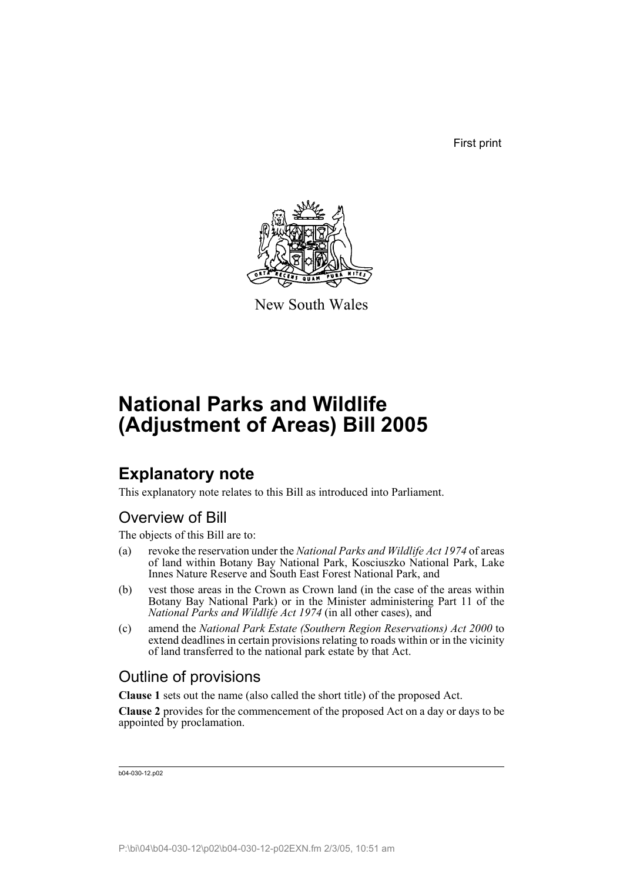First print

New South Wales

# National Parks and Wildlife (Adjustment of Areas) Bill 2005

## Explanatory note

This explanatory note relates to this Bill as introduced into Parliament.

### Overview of Bill

The objects of this Bill are to:

(a) revoke the reservation under the *National Parks and Wildlife Act 1974* of areas of land within Botany Bay National Park, Kosciuszko National Park, Lake Innes Nature Reserve and South East Forest National Park, and

(b) vest those areas in the Crown as Crown land (in the case of the areas within Botany Bay National Park) or in the Minister administering Part 11 of the *National Parks and Wildlife Act 1974* (in all other cases), and

(c) amend the *National Park Estate (Southern Region Reservations) Act 2000* to extend deadlines in certain provisions relating to roads within or in the vicinity of land transferred to the national park estate by that Act.

### Outline of provisions

**Clause 1** sets out the name (also called the short title) of the proposed Act.

**Clause 2** provides for the commencement of the proposed Act on a day or days to be appointed by proclamation.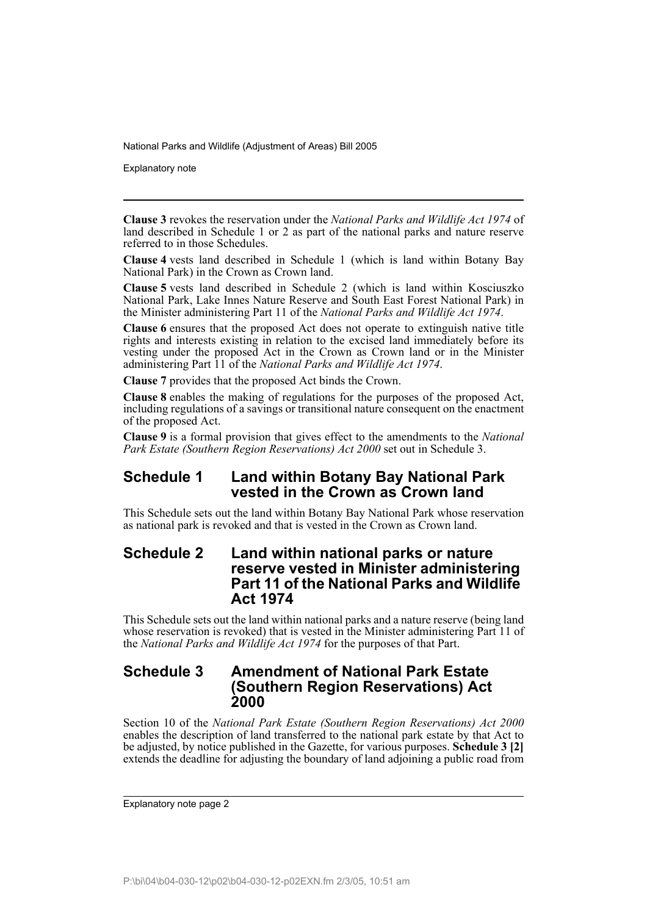**Clause 3** revokes the reservation under the *National Parks and Wildlife Act 1974* of land described in Schedule 1 or 2 as part of the national parks and nature reserve referred to in those Schedules.

**Clause 4** vests land described in Schedule 1 (which is land within Botany Bay National Park) in the Crown as Crown land.

**Clause 5** vests land described in Schedule 2 (which is land within Kosciuszko National Park, Lake Innes Nature Reserve and South East Forest National Park) in the Minister administering Part 11 of the *National Parks and Wildlife Act 1974*.

**Clause 6** ensures that the proposed Act does not operate to extinguish native title rights and interests existing in relation to the excised land immediately before its vesting under the proposed Act in the Crown as Crown land or in the Minister administering Part 11 of the *National Parks and Wildlife Act 1974*.

**Clause 7** provides that the proposed Act binds the Crown.

**Clause 8** enables the making of regulations for the purposes of the proposed Act, including regulations of a savings or transitional nature consequent on the enactment of the proposed Act.

**Clause 9** is a formal provision that gives effect to the amendments to the *National Park Estate (Southern Region Reservations) Act 2000* set out in Schedule 3.

## Schedule 1 Land within Botany Bay National Park vested in the Crown as Crown land

This Schedule sets out the land within Botany Bay National Park whose reservation as national park is revoked and that is vested in the Crown as Crown land.

## Schedule 2 Land within national parks or nature reserve vested in Minister administering Part 11 of the National Parks and Wildlife Act 1974

This Schedule sets out the land within national parks and a nature reserve (being land whose reservation is revoked) that is vested in the Minister administering Part 11 of the *National Parks and Wildlife Act 1974* for the purposes of that Part.

## Schedule 3 Amendment of National Park Estate (Southern Region Reservations) Act 2000

Section 10 of the *National Park Estate (Southern Region Reservations) Act 2000* enables the description of land transferred to the national park estate by that Act to be adjusted, by notice published in the Gazette, for various purposes. **Schedule 3 [2]** extends the deadline for adjusting the boundary of land adjoining a public road from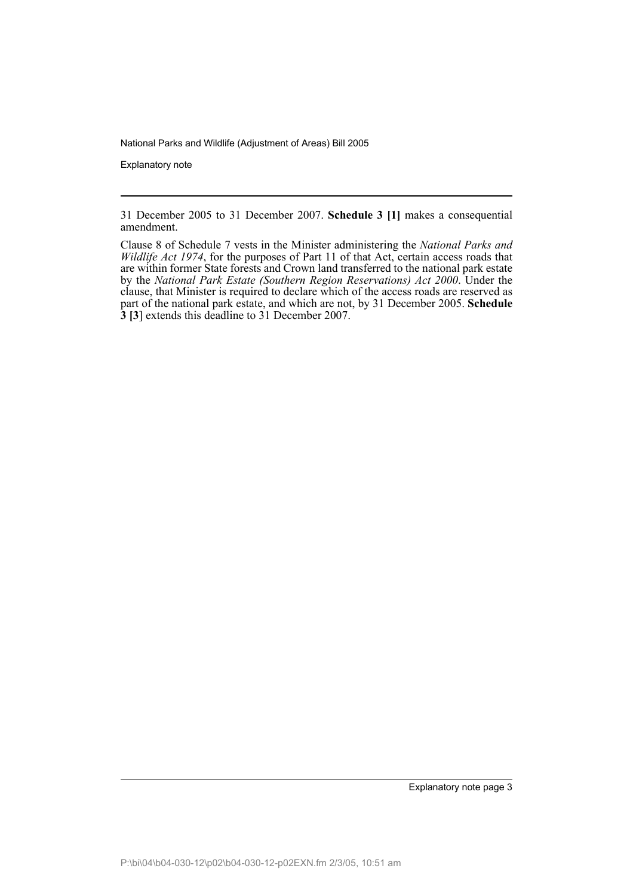31 December 2005 to 31 December 2007. **Schedule 3 [1]** makes a consequential amendment.

Clause 8 of Schedule 7 vests in the Minister administering the *National Parks and Wildlife Act 1974*, for the purposes of Part 11 of that Act, certain access roads that are within former State forests and Crown land transferred to the national park estate by the *National Park Estate (Southern Region Reservations) Act 2000*. Under the clause, that Minister is required to declare which of the access roads are reserved as part of the national park estate, and which are not, by 31 December 2005. **Schedule 3 [3**] extends this deadline to 31 December 2007.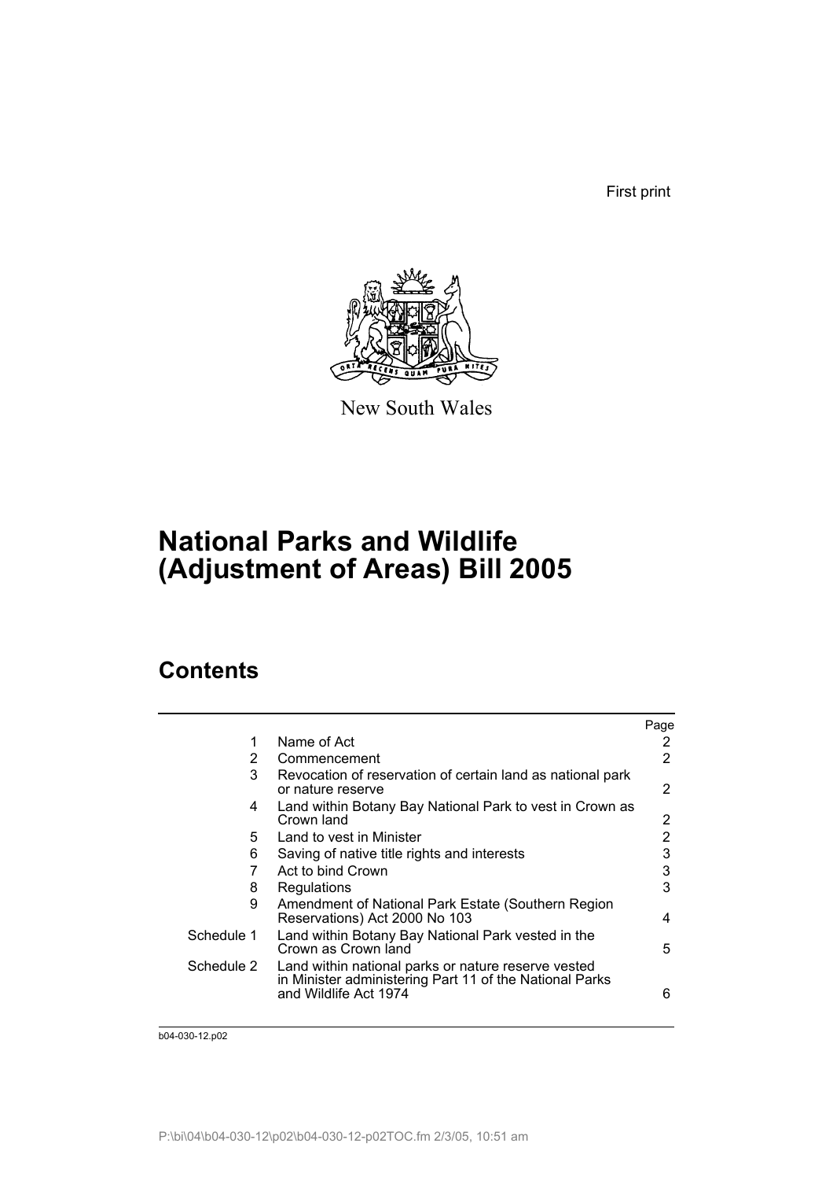First print

New South Wales

# National Parks and Wildlife (Adjustment of Areas) Bill 2005

## Contents

| | | Page |
|---|---|---|
| 1 | Name of Act | 2 |
| 2 | Commencement | 2 |
| 3 | Revocation of reservation of certain land as national park or nature reserve | 2 |
| 4 | Land within Botany Bay National Park to vest in Crown as Crown land | 2 |
| 5 | Land to vest in Minister | 2 |
| 6 | Saving of native title rights and interests | 3 |
| 7 | Act to bind Crown | 3 |
| 8 | Regulations | 3 |
| 9 | Amendment of National Park Estate (Southern Region Reservations) Act 2000 No 103 | 4 |
| Schedule 1 | Land within Botany Bay National Park vested in the Crown as Crown land | 5 |
| Schedule 2 | Land within national parks or nature reserve vested in Minister administering Part 11 of the National Parks and Wildlife Act 1974 | 6 |

b04-030-12.p02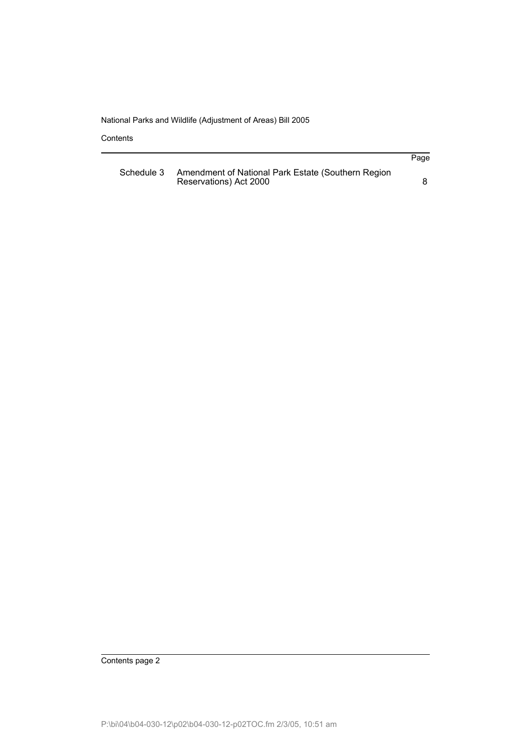| | | Page |
|---|---|---|
| Schedule 3 | Amendment of National Park Estate (Southern Region Reservations) Act 2000 | 8 |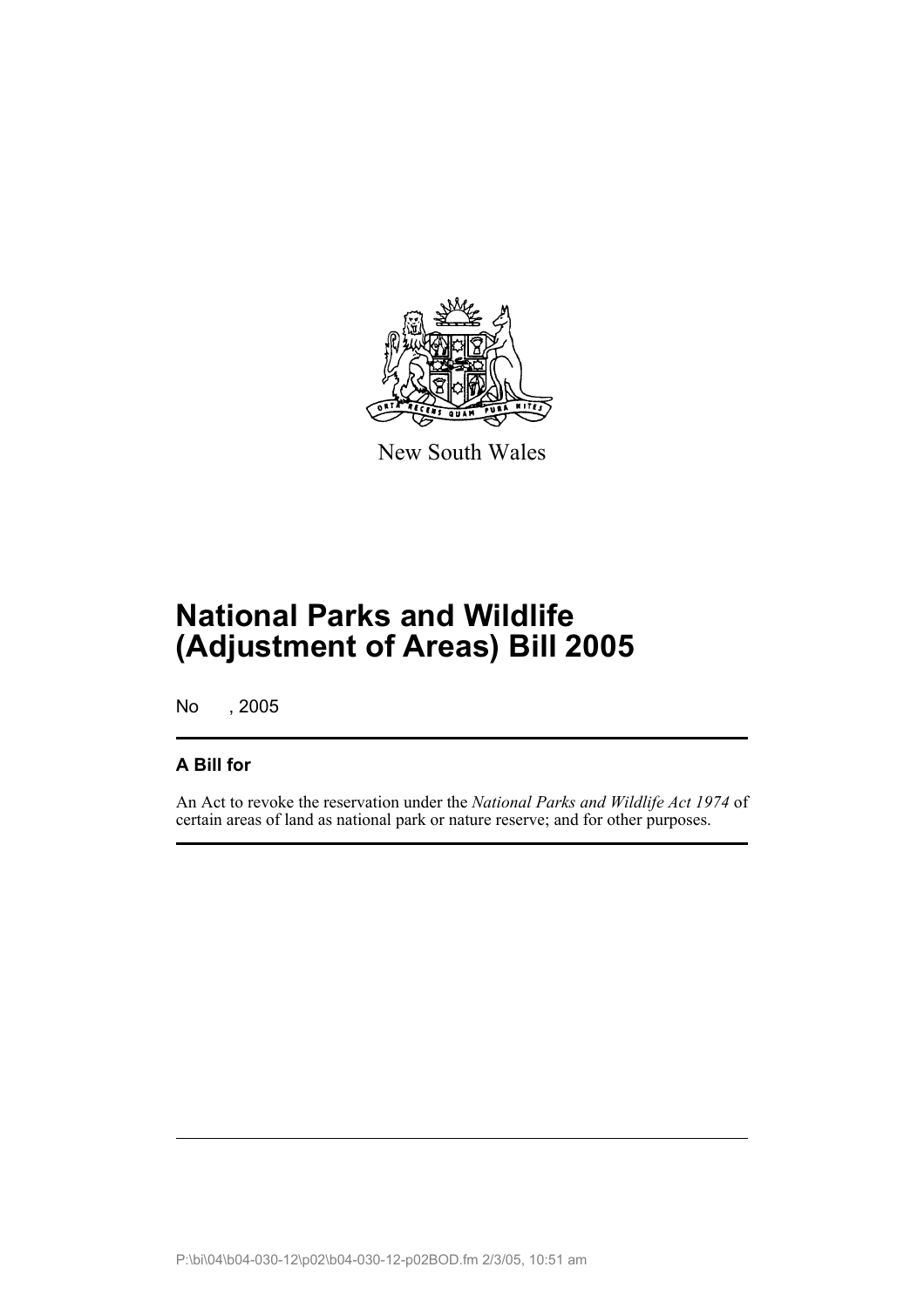New South Wales

# National Parks and Wildlife (Adjustment of Areas) Bill 2005

No , 2005

## A Bill for

An Act to revoke the reservation under the *National Parks and Wildlife Act 1974* of certain areas of land as national park or nature reserve; and for other purposes.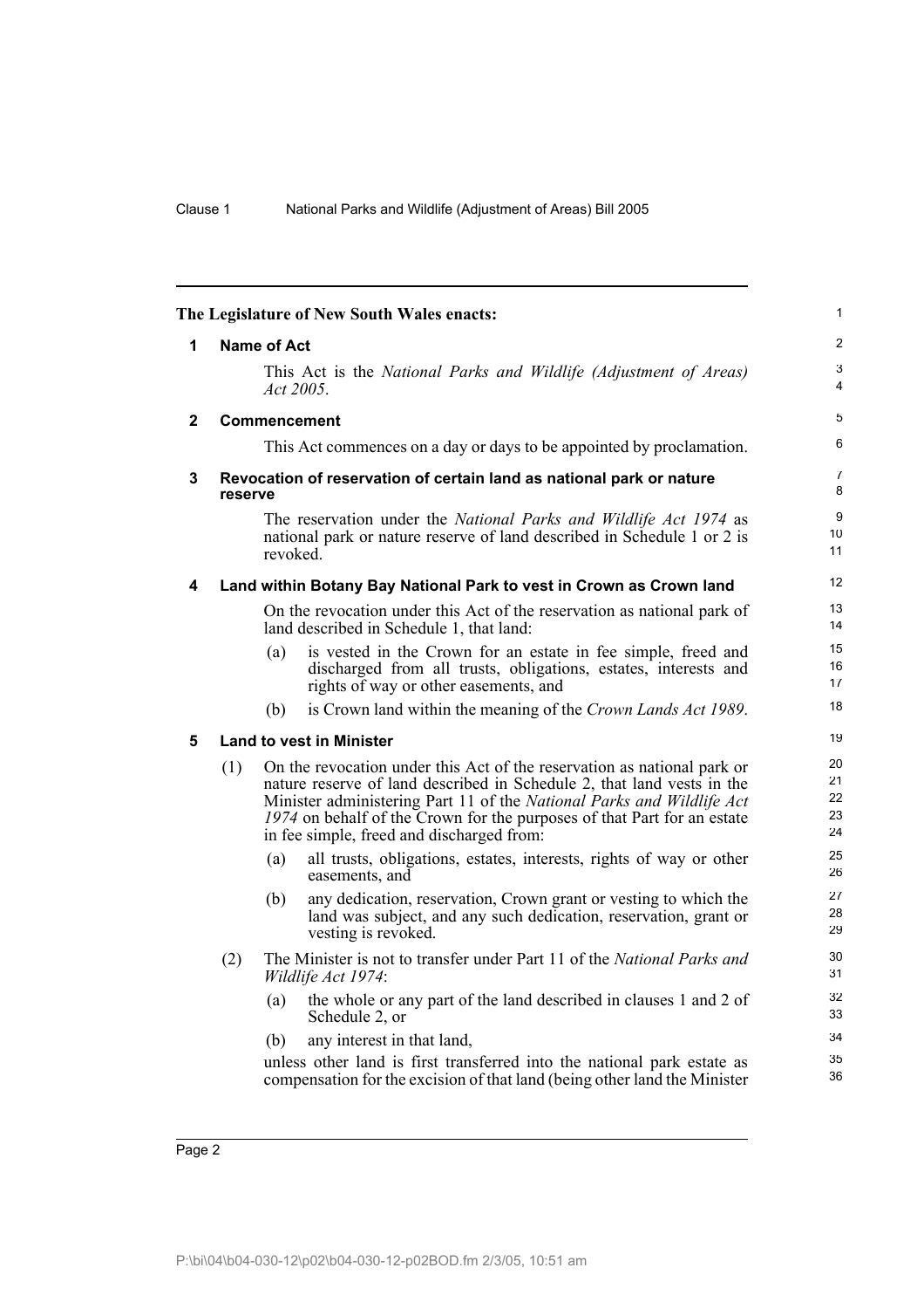**The Legislature of New South Wales enacts:**

## 1 Name of Act

This Act is the *National Parks and Wildlife (Adjustment of Areas) Act 2005*.

## 2 Commencement

This Act commences on a day or days to be appointed by proclamation.

## 3 Revocation of reservation of certain land as national park or nature reserve

The reservation under the *National Parks and Wildlife Act 1974* as national park or nature reserve of land described in Schedule 1 or 2 is revoked.

## 4 Land within Botany Bay National Park to vest in Crown as Crown land

On the revocation under this Act of the reservation as national park of land described in Schedule 1, that land:

(a) is vested in the Crown for an estate in fee simple, freed and discharged from all trusts, obligations, estates, interests and rights of way or other easements, and

(b) is Crown land within the meaning of the *Crown Lands Act 1989*.

## 5 Land to vest in Minister

(1) On the revocation under this Act of the reservation as national park or nature reserve of land described in Schedule 2, that land vests in the Minister administering Part 11 of the *National Parks and Wildlife Act 1974* on behalf of the Crown for the purposes of that Part for an estate in fee simple, freed and discharged from:

(a) all trusts, obligations, estates, interests, rights of way or other easements, and

(b) any dedication, reservation, Crown grant or vesting to which the land was subject, and any such dedication, reservation, grant or vesting is revoked.

(2) The Minister is not to transfer under Part 11 of the *National Parks and Wildlife Act 1974*:

(a) the whole or any part of the land described in clauses 1 and 2 of Schedule 2, or

(b) any interest in that land,

unless other land is first transferred into the national park estate as compensation for the excision of that land (being other land the Minister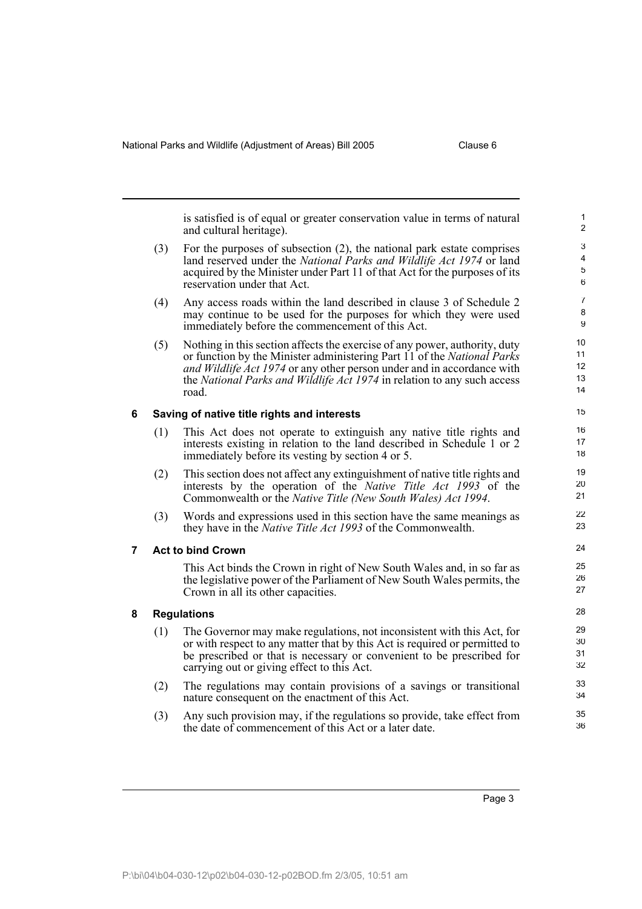is satisfied is of equal or greater conservation value in terms of natural and cultural heritage).

(3) For the purposes of subsection (2), the national park estate comprises land reserved under the *National Parks and Wildlife Act 1974* or land acquired by the Minister under Part 11 of that Act for the purposes of its reservation under that Act.

(4) Any access roads within the land described in clause 3 of Schedule 2 may continue to be used for the purposes for which they were used immediately before the commencement of this Act.

(5) Nothing in this section affects the exercise of any power, authority, duty or function by the Minister administering Part 11 of the *National Parks and Wildlife Act 1974* or any other person under and in accordance with the *National Parks and Wildlife Act 1974* in relation to any such access road.

## 6 Saving of native title rights and interests

(1) This Act does not operate to extinguish any native title rights and interests existing in relation to the land described in Schedule 1 or 2 immediately before its vesting by section 4 or 5.

(2) This section does not affect any extinguishment of native title rights and interests by the operation of the *Native Title Act 1993* of the Commonwealth or the *Native Title (New South Wales) Act 1994*.

(3) Words and expressions used in this section have the same meanings as they have in the *Native Title Act 1993* of the Commonwealth.

## 7 Act to bind Crown

This Act binds the Crown in right of New South Wales and, in so far as the legislative power of the Parliament of New South Wales permits, the Crown in all its other capacities.

## 8 Regulations

(1) The Governor may make regulations, not inconsistent with this Act, for or with respect to any matter that by this Act is required or permitted to be prescribed or that is necessary or convenient to be prescribed for carrying out or giving effect to this Act.

(2) The regulations may contain provisions of a savings or transitional nature consequent on the enactment of this Act.

(3) Any such provision may, if the regulations so provide, take effect from the date of commencement of this Act or a later date.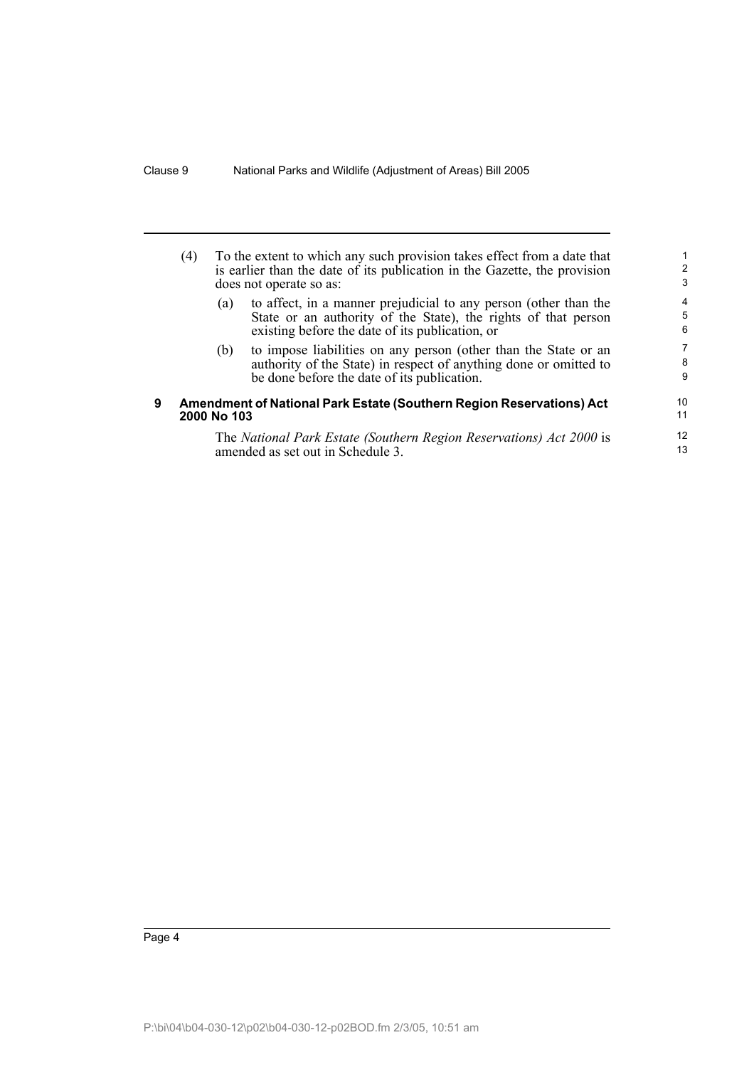(4) To the extent to which any such provision takes effect from a date that is earlier than the date of its publication in the Gazette, the provision does not operate so as:

(a) to affect, in a manner prejudicial to any person (other than the State or an authority of the State), the rights of that person existing before the date of its publication, or

(b) to impose liabilities on any person (other than the State or an authority of the State) in respect of anything done or omitted to be done before the date of its publication.

### 9 Amendment of National Park Estate (Southern Region Reservations) Act 2000 No 103

The *National Park Estate (Southern Region Reservations) Act 2000* is amended as set out in Schedule 3.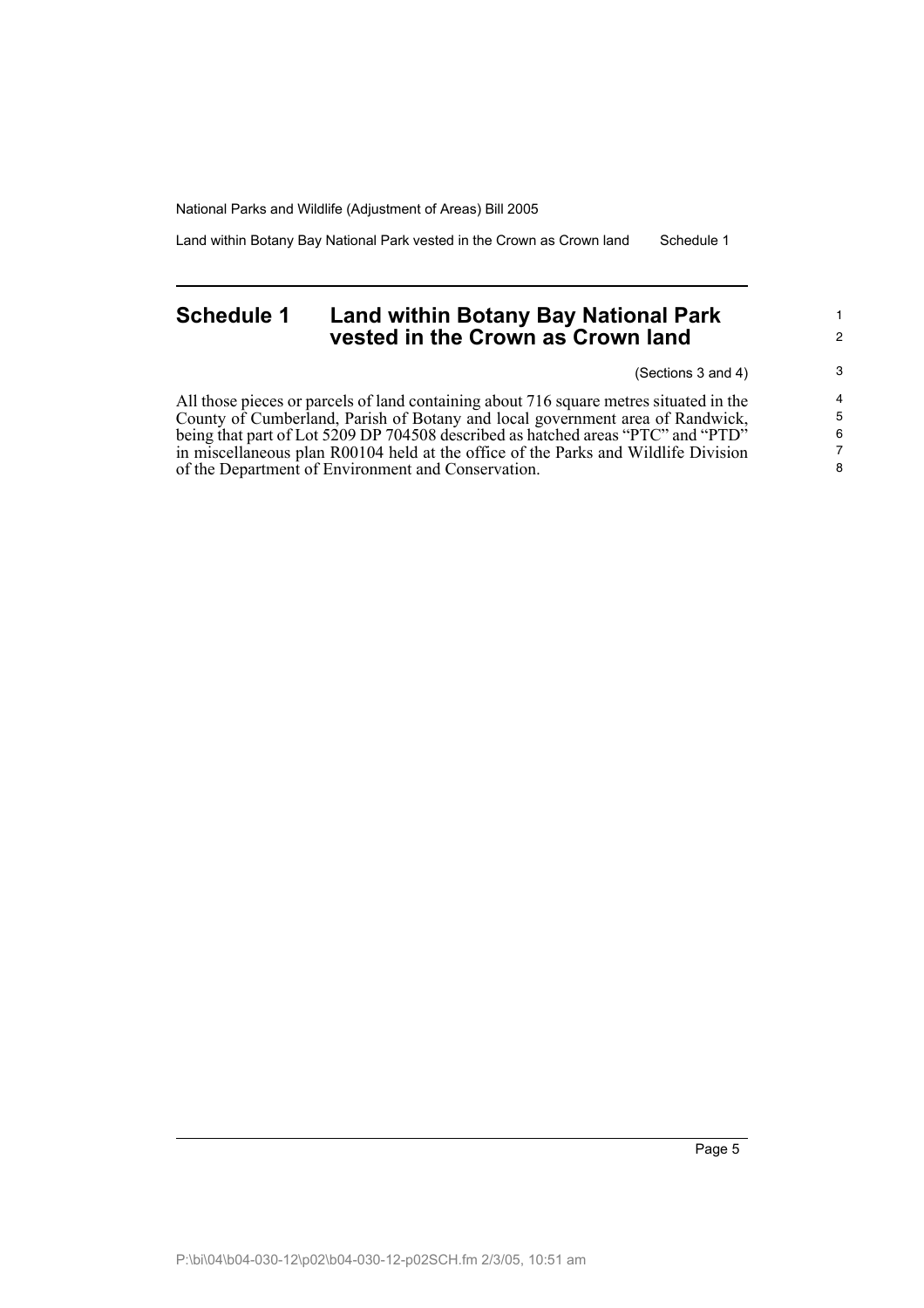# Schedule 1 Land within Botany Bay National Park vested in the Crown as Crown land

(Sections 3 and 4)

All those pieces or parcels of land containing about 716 square metres situated in the County of Cumberland, Parish of Botany and local government area of Randwick, being that part of Lot 5209 DP 704508 described as hatched areas "PTC" and "PTD" in miscellaneous plan R00104 held at the office of the Parks and Wildlife Division of the Department of Environment and Conservation.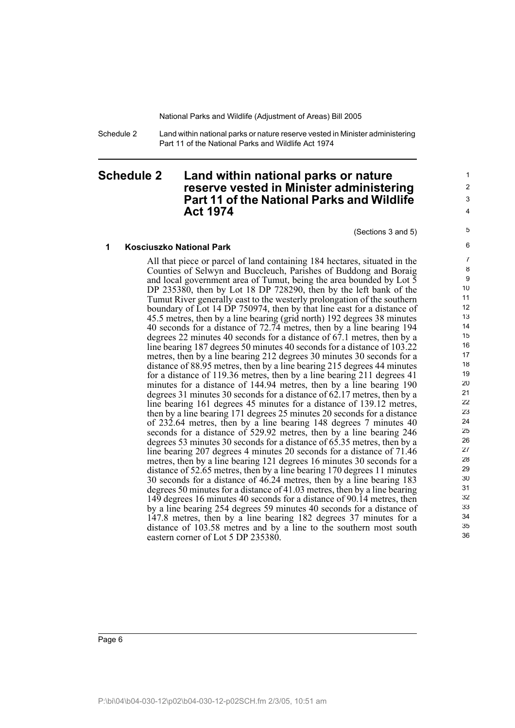# Schedule 2 Land within national parks or nature reserve vested in Minister administering Part 11 of the National Parks and Wildlife Act 1974

(Sections 3 and 5)

## 1 Kosciuszko National Park

All that piece or parcel of land containing 184 hectares, situated in the Counties of Selwyn and Buccleuch, Parishes of Buddong and Boraig and local government area of Tumut, being the area bounded by Lot 5 DP 235380, then by Lot 18 DP 728290, then by the left bank of the Tumut River generally east to the westerly prolongation of the southern boundary of Lot 14 DP 750974, then by that line east for a distance of 45.5 metres, then by a line bearing (grid north) 192 degrees 38 minutes 40 seconds for a distance of 72.74 metres, then by a line bearing 194 degrees 22 minutes 40 seconds for a distance of 67.1 metres, then by a line bearing 187 degrees 50 minutes 40 seconds for a distance of 103.22 metres, then by a line bearing 212 degrees 30 minutes 30 seconds for a distance of 88.95 metres, then by a line bearing 215 degrees 44 minutes for a distance of 119.36 metres, then by a line bearing 211 degrees 41 minutes for a distance of 144.94 metres, then by a line bearing 190 degrees 31 minutes 30 seconds for a distance of 62.17 metres, then by a line bearing 161 degrees 45 minutes for a distance of 139.12 metres, then by a line bearing 171 degrees 25 minutes 20 seconds for a distance of 232.64 metres, then by a line bearing 148 degrees 7 minutes 40 seconds for a distance of 529.92 metres, then by a line bearing 246 degrees 53 minutes 30 seconds for a distance of 65.35 metres, then by a line bearing 207 degrees 4 minutes 20 seconds for a distance of 71.46 metres, then by a line bearing 121 degrees 16 minutes 30 seconds for a distance of 52.65 metres, then by a line bearing 170 degrees 11 minutes 30 seconds for a distance of 46.24 metres, then by a line bearing 183 degrees 50 minutes for a distance of 41.03 metres, then by a line bearing 149 degrees 16 minutes 40 seconds for a distance of 90.14 metres, then by a line bearing 254 degrees 59 minutes 40 seconds for a distance of 147.8 metres, then by a line bearing 182 degrees 37 minutes for a distance of 103.58 metres and by a line to the southern most south eastern corner of Lot 5 DP 235380.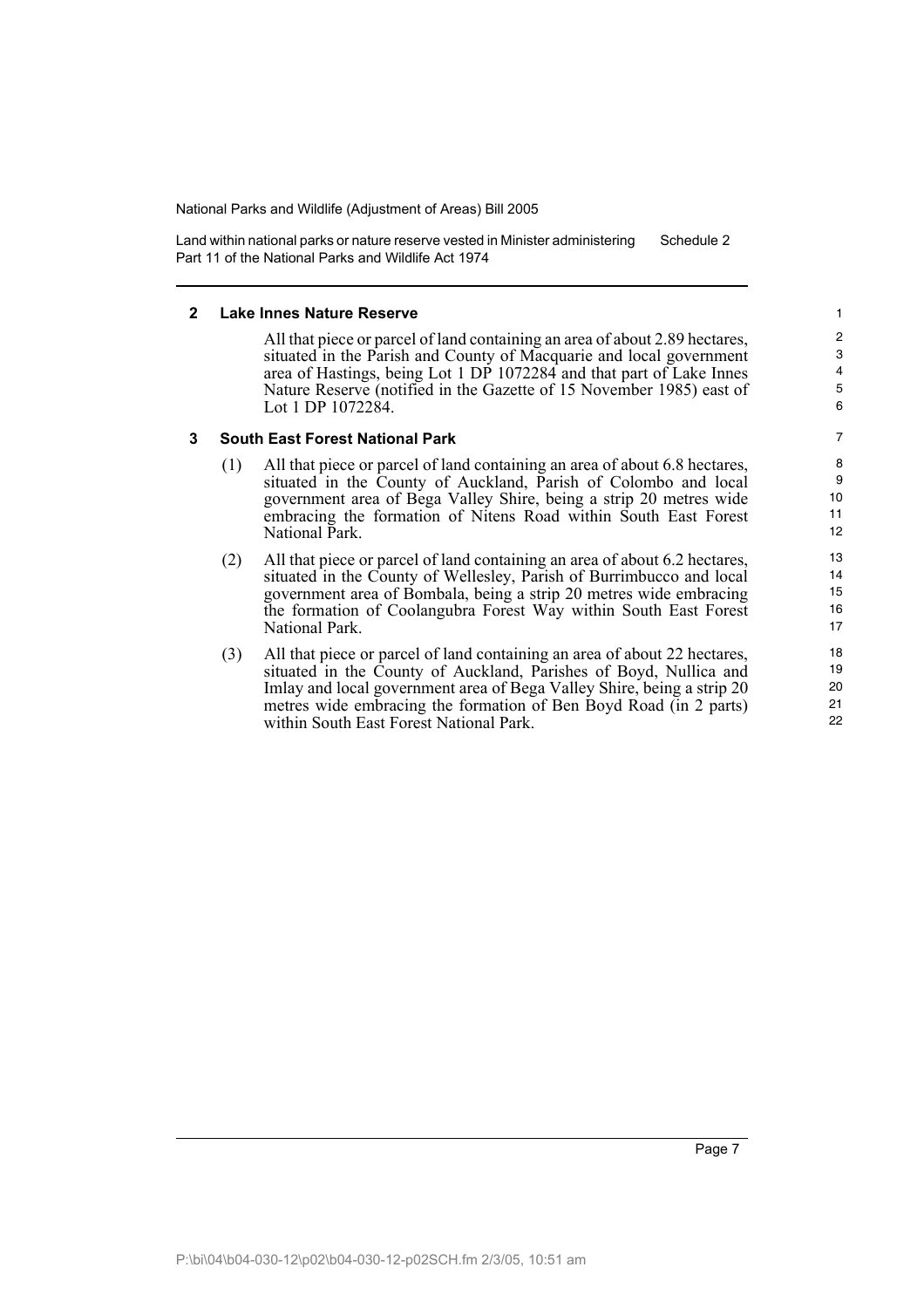## 2 Lake Innes Nature Reserve

All that piece or parcel of land containing an area of about 2.89 hectares, situated in the Parish and County of Macquarie and local government area of Hastings, being Lot 1 DP 1072284 and that part of Lake Innes Nature Reserve (notified in the Gazette of 15 November 1985) east of Lot 1 DP 1072284.

## 3 South East Forest National Park

(1) All that piece or parcel of land containing an area of about 6.8 hectares, situated in the County of Auckland, Parish of Colombo and local government area of Bega Valley Shire, being a strip 20 metres wide embracing the formation of Nitens Road within South East Forest National Park.

(2) All that piece or parcel of land containing an area of about 6.2 hectares, situated in the County of Wellesley, Parish of Burrimbucco and local government area of Bombala, being a strip 20 metres wide embracing the formation of Coolangubra Forest Way within South East Forest National Park.

(3) All that piece or parcel of land containing an area of about 22 hectares, situated in the County of Auckland, Parishes of Boyd, Nullica and Imlay and local government area of Bega Valley Shire, being a strip 20 metres wide embracing the formation of Ben Boyd Road (in 2 parts) within South East Forest National Park.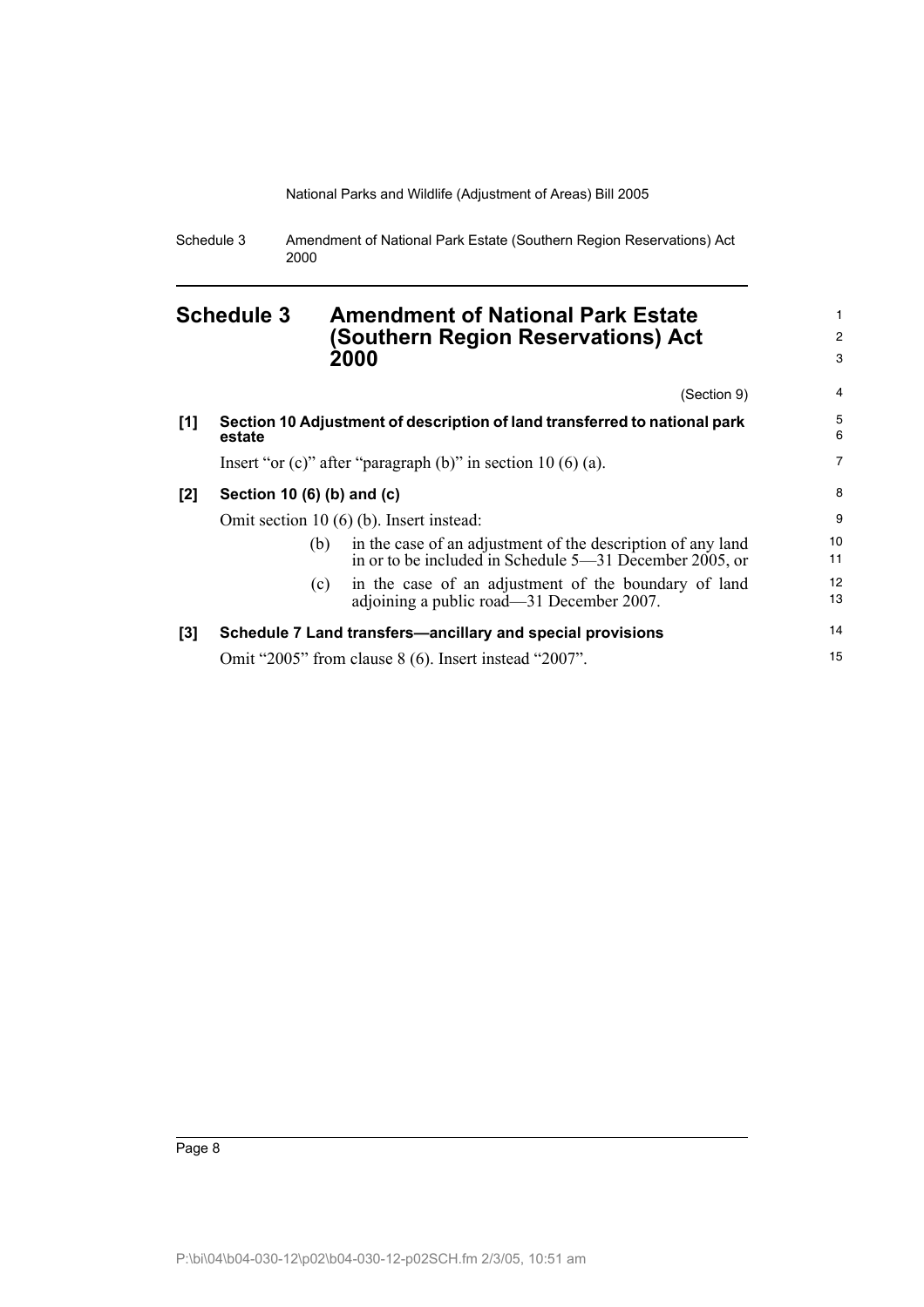# Schedule 3 Amendment of National Park Estate (Southern Region Reservations) Act 2000

(Section 9)

**[1] Section 10 Adjustment of description of land transferred to national park estate**

Insert "or (c)" after "paragraph (b)" in section 10 (6) (a).

**[2] Section 10 (6) (b) and (c)**

Omit section 10 (6) (b). Insert instead:

> (b) in the case of an adjustment of the description of any land in or to be included in Schedule 5—31 December 2005, or
>
> (c) in the case of an adjustment of the boundary of land adjoining a public road—31 December 2007.

**[3] Schedule 7 Land transfers—ancillary and special provisions**

Omit "2005" from clause 8 (6). Insert instead "2007".